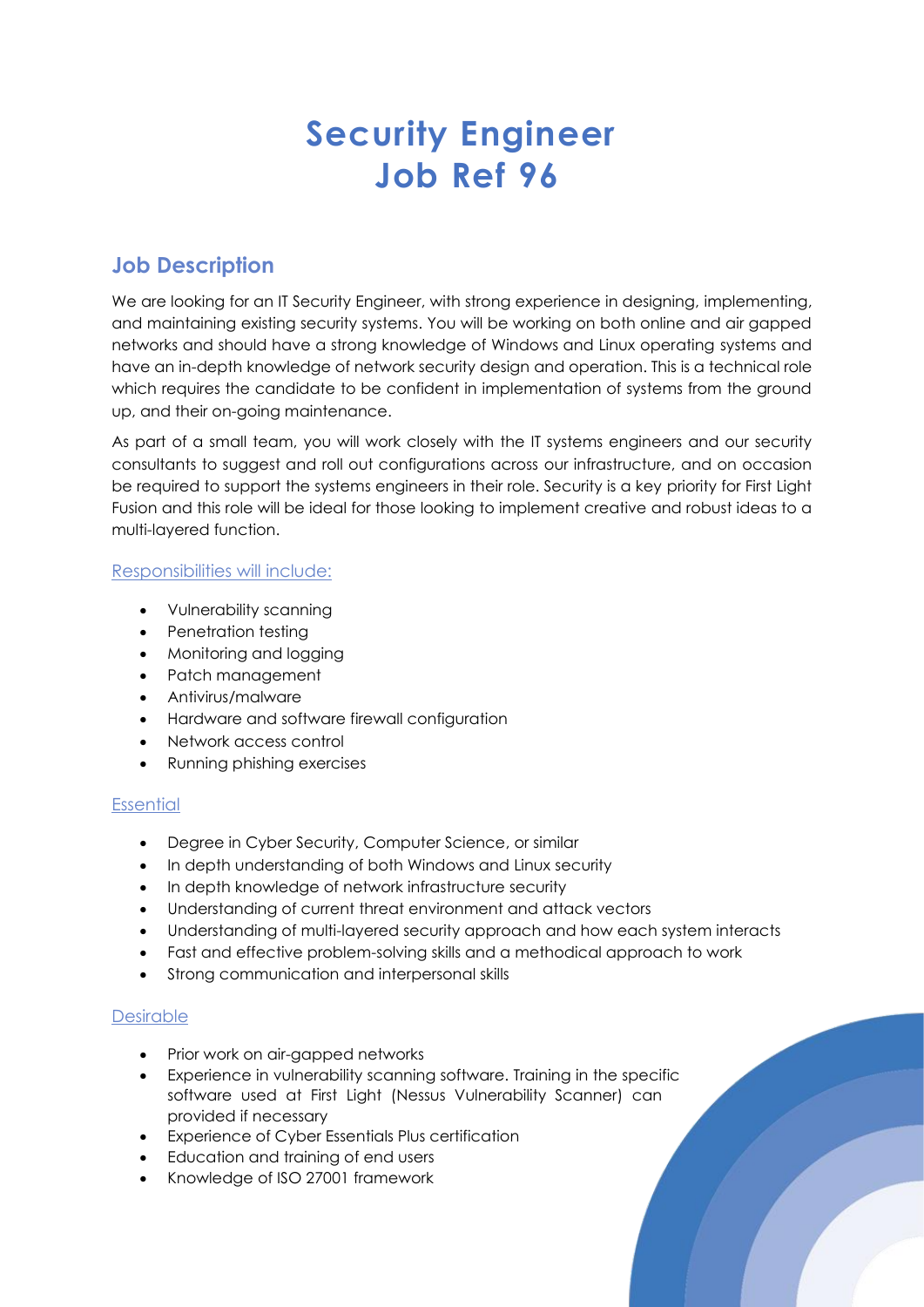# Security Engineer
# Job Ref 96

## Job Description

We are looking for an IT Security Engineer, with strong experience in designing, implementing, and maintaining existing security systems. You will be working on both online and air gapped networks and should have a strong knowledge of Windows and Linux operating systems and have an in-depth knowledge of network security design and operation. This is a technical role which requires the candidate to be confident in implementation of systems from the ground up, and their on-going maintenance.

As part of a small team, you will work closely with the IT systems engineers and our security consultants to suggest and roll out configurations across our infrastructure, and on occasion be required to support the systems engineers in their role. Security is a key priority for First Light Fusion and this role will be ideal for those looking to implement creative and robust ideas to a multi-layered function.

### Responsibilities will include:

- Vulnerability scanning
- Penetration testing
- Monitoring and logging
- Patch management
- Antivirus/malware
- Hardware and software firewall configuration
- Network access control
- Running phishing exercises

### Essential

- Degree in Cyber Security, Computer Science, or similar
- In depth understanding of both Windows and Linux security
- In depth knowledge of network infrastructure security
- Understanding of current threat environment and attack vectors
- Understanding of multi-layered security approach and how each system interacts
- Fast and effective problem-solving skills and a methodical approach to work
- Strong communication and interpersonal skills

### Desirable

- Prior work on air-gapped networks
- Experience in vulnerability scanning software. Training in the specific software used at First Light (Nessus Vulnerability Scanner) can provided if necessary
- Experience of Cyber Essentials Plus certification
- Education and training of end users
- Knowledge of ISO 27001 framework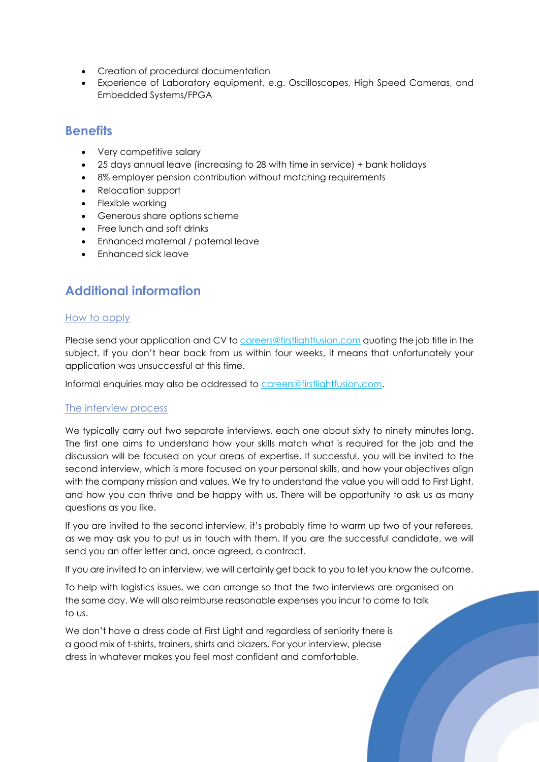- Creation of procedural documentation
- Experience of Laboratory equipment, e.g. Oscilloscopes, High Speed Cameras, and Embedded Systems/FPGA

## Benefits

- Very competitive salary
- 25 days annual leave (increasing to 28 with time in service) + bank holidays
- 8% employer pension contribution without matching requirements
- Relocation support
- Flexible working
- Generous share options scheme
- Free lunch and soft drinks
- Enhanced maternal / paternal leave
- Enhanced sick leave

## Additional information

### How to apply

Please send your application and CV to careers@firstlightfusion.com quoting the job title in the subject. If you don't hear back from us within four weeks, it means that unfortunately your application was unsuccessful at this time.

Informal enquiries may also be addressed to careers@firstlightfusion.com.

### The interview process

We typically carry out two separate interviews, each one about sixty to ninety minutes long. The first one aims to understand how your skills match what is required for the job and the discussion will be focused on your areas of expertise. If successful, you will be invited to the second interview, which is more focused on your personal skills, and how your objectives align with the company mission and values. We try to understand the value you will add to First Light, and how you can thrive and be happy with us. There will be opportunity to ask us as many questions as you like.

If you are invited to the second interview, it's probably time to warm up two of your referees, as we may ask you to put us in touch with them. If you are the successful candidate, we will send you an offer letter and, once agreed, a contract.

If you are invited to an interview, we will certainly get back to you to let you know the outcome.

To help with logistics issues, we can arrange so that the two interviews are organised on the same day. We will also reimburse reasonable expenses you incur to come to talk to us.

We don't have a dress code at First Light and regardless of seniority there is a good mix of t-shirts, trainers, shirts and blazers. For your interview, please dress in whatever makes you feel most confident and comfortable.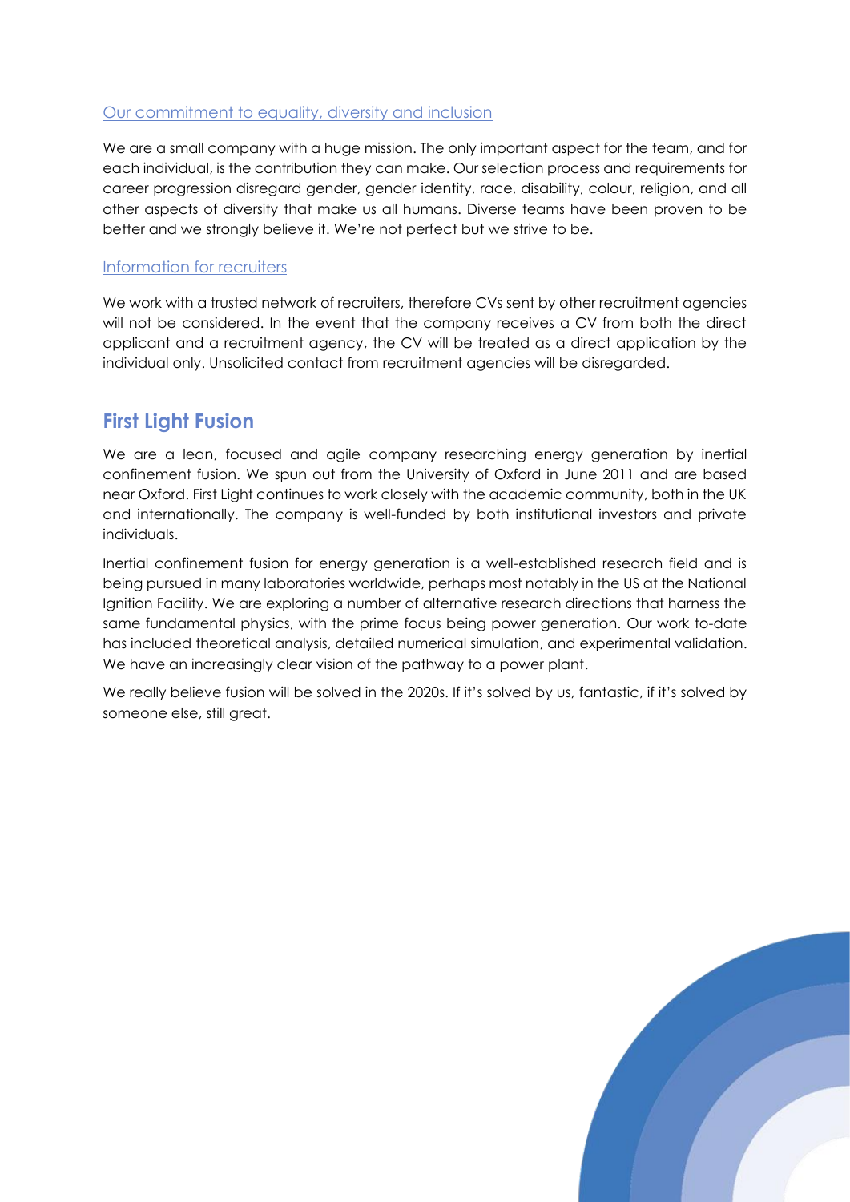### Our commitment to equality, diversity and inclusion

We are a small company with a huge mission. The only important aspect for the team, and for each individual, is the contribution they can make. Our selection process and requirements for career progression disregard gender, gender identity, race, disability, colour, religion, and all other aspects of diversity that make us all humans. Diverse teams have been proven to be better and we strongly believe it. We're not perfect but we strive to be.

### Information for recruiters

We work with a trusted network of recruiters, therefore CVs sent by other recruitment agencies will not be considered. In the event that the company receives a CV from both the direct applicant and a recruitment agency, the CV will be treated as a direct application by the individual only. Unsolicited contact from recruitment agencies will be disregarded.

## First Light Fusion

We are a lean, focused and agile company researching energy generation by inertial confinement fusion. We spun out from the University of Oxford in June 2011 and are based near Oxford. First Light continues to work closely with the academic community, both in the UK and internationally. The company is well-funded by both institutional investors and private individuals.

Inertial confinement fusion for energy generation is a well-established research field and is being pursued in many laboratories worldwide, perhaps most notably in the US at the National Ignition Facility. We are exploring a number of alternative research directions that harness the same fundamental physics, with the prime focus being power generation. Our work to-date has included theoretical analysis, detailed numerical simulation, and experimental validation. We have an increasingly clear vision of the pathway to a power plant.

We really believe fusion will be solved in the 2020s. If it's solved by us, fantastic, if it's solved by someone else, still great.